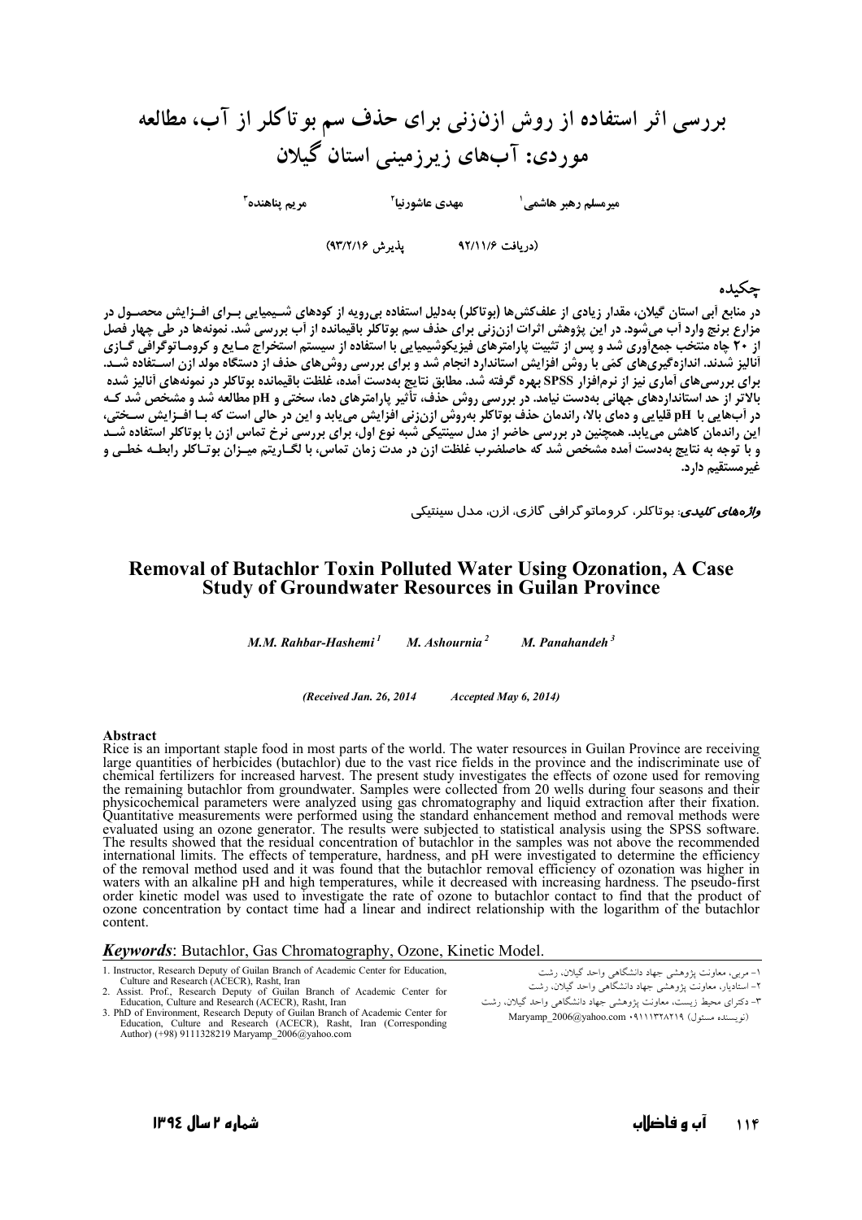# بررسی اثر استفاده از روش ازن‌زنی برای حذف سم بوتاکلر از آب، مطالعه موردی: آب‌های زیرزمینی استان گیلان

میرمسلم رهبر هاشمی[1] مهدی عاشورنیا[2] مریم پناهنده[3]

(دریافت ۹۲/۱۱/۶ پذیرش ۹۳/۲/۱۶)

## چکیده

در منابع آبی استان گیلان، مقدار زیادی از علف‌کش‌ها (بوتاکلر) به‌دلیل استفاده بی‌رویه از کودهای شیمیایی برای افزایش محصول در مزارع برنج وارد آب می‌شود. در این پژوهش اثرات ازن‌زنی برای حذف سم بوتاکلر باقیمانده از آب بررسی شد. نمونه‌ها در طی چهار فصل از ۲۰ چاه منتخب جمع‌آوری شد و پس از تثبیت پارامترهای فیزیکوشیمیایی با استفاده از سیستم استخراج مایع و کروماتوگرافی گازی آنالیز شدند. اندازه‌گیری‌های کمی با روش افزایش استاندارد انجام شد و برای بررسی روش‌های حذف از دستگاه مولد ازن استفاده شد. برای بررسی‌های آماری نیز از نرم‌افزار SPSS بهره گرفته شد. مطابق نتایج به‌دست آمده، غلظت باقیمانده بوتاکلر در نمونه‌های آنالیز شده بالاتر از حد استانداردهای جهانی به‌دست نیامد. در بررسی روش حذف، تأثیر پارامترهای دما، سختی و pH مطالعه شد و مشخص شد که در آب‌هایی با pH قلیایی و دمای بالا، راندمان حذف بوتاکلر به‌روش ازن‌زنی افزایش می‌یابد و این در حالی است که با افزایش سختی، این راندمان کاهش می‌یابد. همچنین در بررسی حاضر از مدل سینتیکی شبه نوع اول، برای بررسی نرخ تماس ازن با بوتاکلر استفاده شد و با توجه به نتایج به‌دست آمده مشخص شد که حاصلضرب غلظت ازن در مدت زمان تماس، با لگاریتم میزان بوتاکلر رابطه خطی و غیرمستقیم دارد.

***واژه‌های کلیدی***: بوتاکلر، کروماتوگرافی گازی، ازن، مدل سینتیکی

# Removal of Butachlor Toxin Polluted Water Using Ozonation, A Case Study of Groundwater Resources in Guilan Province

*M.M. Rahbar-Hashemi*[1] *M. Ashournia*[2] *M. Panahandeh*[3]

*(Received Jan. 26, 2014 Accepted May 6, 2014)*

## Abstract

Rice is an important staple food in most parts of the world. The water resources in Guilan Province are receiving large quantities of herbicides (butachlor) due to the vast rice fields in the province and the indiscriminate use of chemical fertilizers for increased harvest. The present study investigates the effects of ozone used for removing the remaining butachlor from groundwater. Samples were collected from 20 wells during four seasons and their physicochemical parameters were analyzed using gas chromatography and liquid extraction after their fixation. Quantitative measurements were performed using the standard enhancement method and removal methods were evaluated using an ozone generator. The results were subjected to statistical analysis using the SPSS software. The results showed that the residual concentration of butachlor in the samples was not above the recommended international limits. The effects of temperature, hardness, and pH were investigated to determine the efficiency of the removal method used and it was found that the butachlor removal efficiency of ozonation was higher in waters with an alkaline pH and high temperatures, while it decreased with increasing hardness. The pseudo-first order kinetic model was used to investigate the rate of ozone to butachlor contact to find that the product of ozone concentration by contact time had a linear and indirect relationship with the logarithm of the butachlor content.

***Keywords***: Butachlor, Gas Chromatography, Ozone, Kinetic Model.

۱- مربی، معاونت پژوهشی جهاد دانشگاهی واحد گیلان، رشت
۲- استادیار، معاونت پژوهشی جهاد دانشگاهی واحد گیلان، رشت
۳- دکترای محیط زیست، معاونت پژوهشی جهاد دانشگاهی واحد گیلان، رشت (نویسنده مسئول) ۰۹۱۱۱۳۲۸۲۱۹ Maryamp_2006@yahoo.com

1. Instructor, Research Deputy of Guilan Branch of Academic Center for Education, Culture and Research (ACECR), Rasht, Iran
2. Assist. Prof., Research Deputy of Guilan Branch of Academic Center for Education, Culture and Research (ACECR), Rasht, Iran
3. PhD of Environment, Research Deputy of Guilan Branch of Academic Center for Education, Culture and Research (ACECR), Rasht, Iran (Corresponding Author) (+98) 9111328219 Maryamp_2006@yahoo.com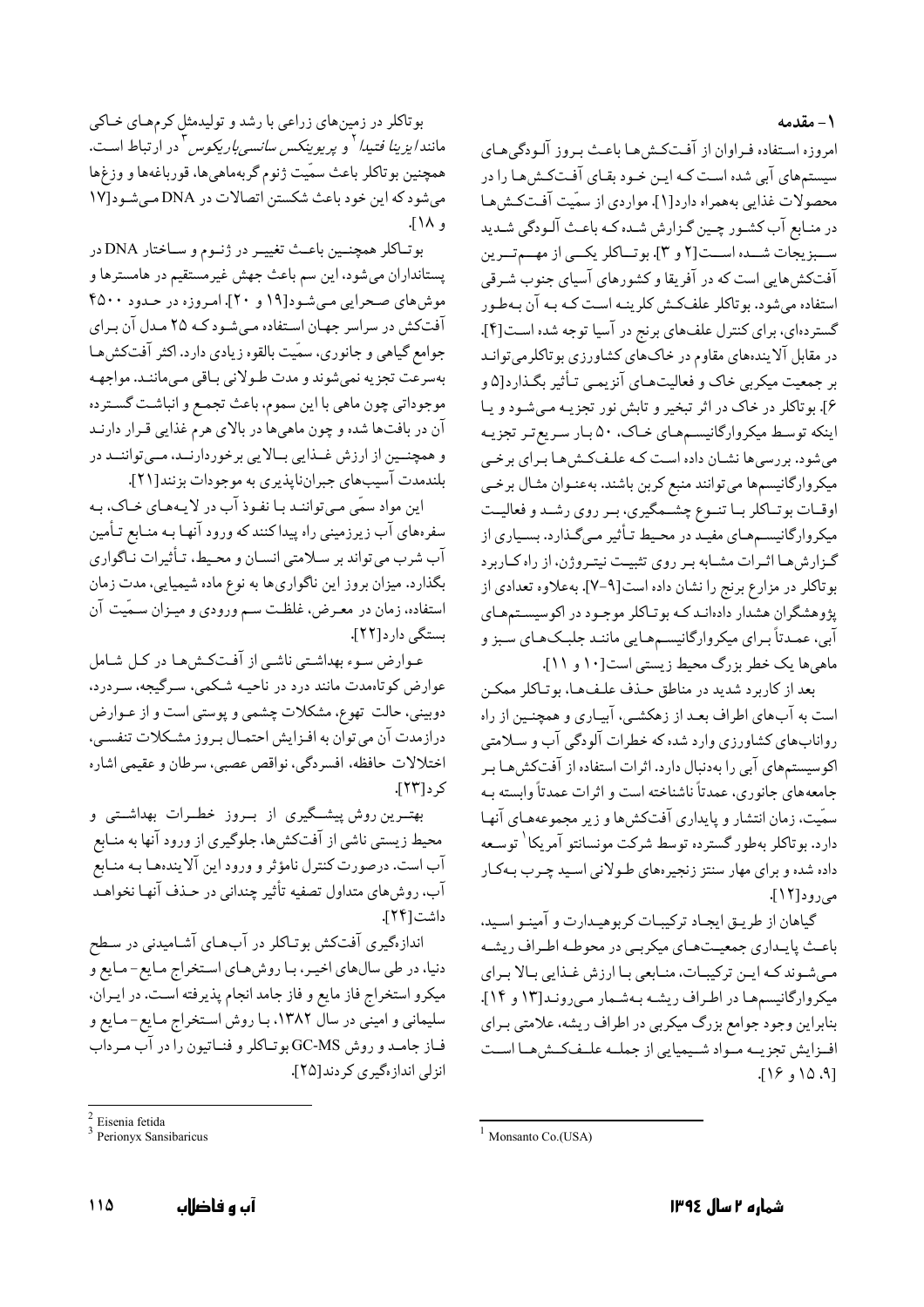## ۱- مقدمه

امروزه استفاده فراوان از آفت‌کش‌ها باعث بروز آلودگی‌های سیستم‌های آبی شده است که این خود بقای آفت‌کش‌ها را در محصولات غذایی به‌همراه دارد[۱]. مواردی از سمّیت آفت‌کش‌ها در منابع آب کشور چین گزارش شده که باعث آلودگی شدید سبزیجات شده است[۲ و ۳]. بوتاکلر یکی از مهم‌ترین آفت‌کش‌هایی است که در آفریقا و کشورهای آسیای جنوب شرقی استفاده می‌شود. بوتاکلر علف‌کش کلرینه است که به آن به‌طور گسترده‌ای، برای کنترل علف‌های برنج در آسیا توجه شده است[۴]. در مقابل آلاینده‌های مقاوم در خاک‌های کشاورزی بوتاکلرمی‌تواند بر جمعیت میکربی خاک و فعالیت‌های آنزیمی تأثیر بگذارد[۵ و ۶]. بوتاکلر در خاک در اثر تبخیر و تابش نور تجزیه می‌شود و یا اینکه توسط میکروارگانیسم‌های خاک، ۵۰ بار سریع‌تر تجزیه می‌شود. بررسی‌ها نشان داده است که علف‌کش‌ها برای برخی میکروارگانیسم‌ها می‌توانند منبع کربن باشند. به‌عنوان مثال برخی اوقات بوتاکلر با تنوع چشمگیری، بر روی رشد و فعالیت میکروارگانیسم‌های مفید در محیط تأثیر می‌گذارد. بسیاری از گزارش‌ها اثرات مشابه بر روی تثبیت نیتروژن، از راه کاربرد بوتاکلر در مزارع برنج را نشان داده است[۹-۷]. به‌علاوه تعدادی از پژوهشگران هشدار داده‌اند که بوتاکلر موجود در اکوسیستم‌های آبی، عمدتاً برای میکروارگانیسم‌هایی مانند جلبک‌های سبز و ماهی‌ها یک خطر بزرگ محیط زیستی است[۱۰ و ۱۱].

بعد از کاربرد شدید در مناطق حذف علف‌ها، بوتاکلر ممکن است به آب‌های اطراف بعد از زهکشی، آبیاری و همچنین از راه رواناب‌های کشاورزی وارد شده که خطرات آلودگی آب و سلامتی اکوسیستم‌های آبی را به‌دنبال دارد. اثرات استفاده از آفت‌کش‌ها بر جامعه‌های جانوری، عمدتاً ناشناخته است و اثرات عمدتاً وابسته به سمّیت، زمان انتشار و پایداری آفت‌کش‌ها و زیر مجموعه‌های آنها دارد. بوتاکلر به‌طور گسترده توسط شرکت مونسانتو آمریکا[1] توسعه داده شده و برای مهار سنتز زنجیره‌های طولانی اسید چرب به‌کار می‌رود[۱۲].

گیاهان از طریق ایجاد ترکیبات کربوهیدارت و آمینو اسید، باعث پایداری جمعیت‌های میکربی در محوطه اطراف ریشه می‌شوند که این ترکیبات، منابعی با ارزش غذایی بالا برای میکروارگانیسم‌ها در اطراف ریشه به‌شمار می‌روند[۱۳ و ۱۴]. بنابراین وجود جوامع بزرگ میکربی در اطراف ریشه، علامتی برای افزایش تجزیه مواد شیمیایی از جمله علف‌کش‌ها است [۹، ۱۵ و ۱۶].

بوتاکلر در زمین‌های زراعی با رشد و تولیدمثل کرم‌های خاکی مانند *ایزینا فتیدا*[2] و *پریونکس سانسی‌باریکوس*[3] در ارتباط است. همچنین بوتاکلر باعث سمّیت ژنوم گربه‌ماهی‌ها، قورباغه‌ها و وزغ‌ها می‌شود که این خود باعث شکستن اتصالات در DNA می‌شود[۱۷ و ۱۸].

بوتاکلر همچنین باعث تغییر در ژنوم و ساختار DNA در پستانداران می‌شود، این سم باعث جهش غیرمستقیم در هامسترها و موش‌های صحرایی می‌شود[۱۹ و ۲۰]. امروزه در حدود ۴۵۰۰ آفت‌کش در سراسر جهان استفاده می‌شود که ۲۵ مدل آن برای جوامع گیاهی و جانوری، سمّیت بالقوه زیادی دارد. اکثر آفت‌کش‌ها به‌سرعت تجزیه نمی‌شوند و مدت طولانی باقی می‌مانند. مواجهه موجوداتی چون ماهی با این سموم، باعث تجمع و انباشت گسترده آن در بافت‌ها شده و چون ماهی‌ها در بالای هرم غذایی قرار دارند و همچنین از ارزش غذایی بالایی برخوردارند، می‌توانند در بلندمدت آسیب‌های جبران‌ناپذیری به موجودات بزنند[۲۱].

این مواد سمّی می‌توانند با نفوذ آب در لایه‌های خاک، به سفره‌های آب زیرزمینی راه پیدا کنند که ورود آنها به منابع تأمین آب شرب می‌تواند بر سلامتی انسان و محیط، تأثیرات ناگواری بگذارد. میزان بروز این ناگواری‌ها به نوع ماده شیمیایی، مدت زمان استفاده، زمان در معرض، غلظت سم ورودی و میزان سمّیت آن بستگی دارد[۲۲].

عوارض سوء بهداشتی ناشی از آفت‌کش‌ها در کل شامل عوارض کوتاه‌مدت مانند درد در ناحیه شکمی، سرگیجه، سردرد، دوبینی، حالت تهوع، مشکلات چشمی و پوستی است و از عوارض درازمدت آن می‌توان به افزایش احتمال بروز مشکلات تنفسی، اختلالات حافظه، افسردگی، نواقص عصبی، سرطان و عقیمی اشاره کرد[۲۳].

بهترین روش پیشگیری از بروز خطرات بهداشتی و محیط زیستی ناشی از آفت‌کش‌ها، جلوگیری از ورود آنها به منابع آب است. درصورت کنترل نامؤثر و ورود این آلاینده‌ها به منابع آب، روش‌های متداول تصفیه تأثیر چندانی در حذف آنها نخواهد داشت[۲۴].

اندازه‌گیری آفت‌کش بوتاکلر در آب‌های آشامیدنی در سطح دنیا، در طی سال‌های اخیر، با روش‌های استخراج مایع- مایع و میکرو استخراج فاز مایع و فاز جامد انجام پذیرفته است. در ایران، سلیمانی و امینی در سال ۱۳۸۲، با روش استخراج مایع- مایع و فاز جامد و روش GC-MS بوتاکلر و فناتیون را در آب مرداب انزلی اندازه‌گیری کردند[۲۵].

---

[1] Monsanto Co.(USA)

[2] Eisenia fetida

[3] Perionyx Sansibaricus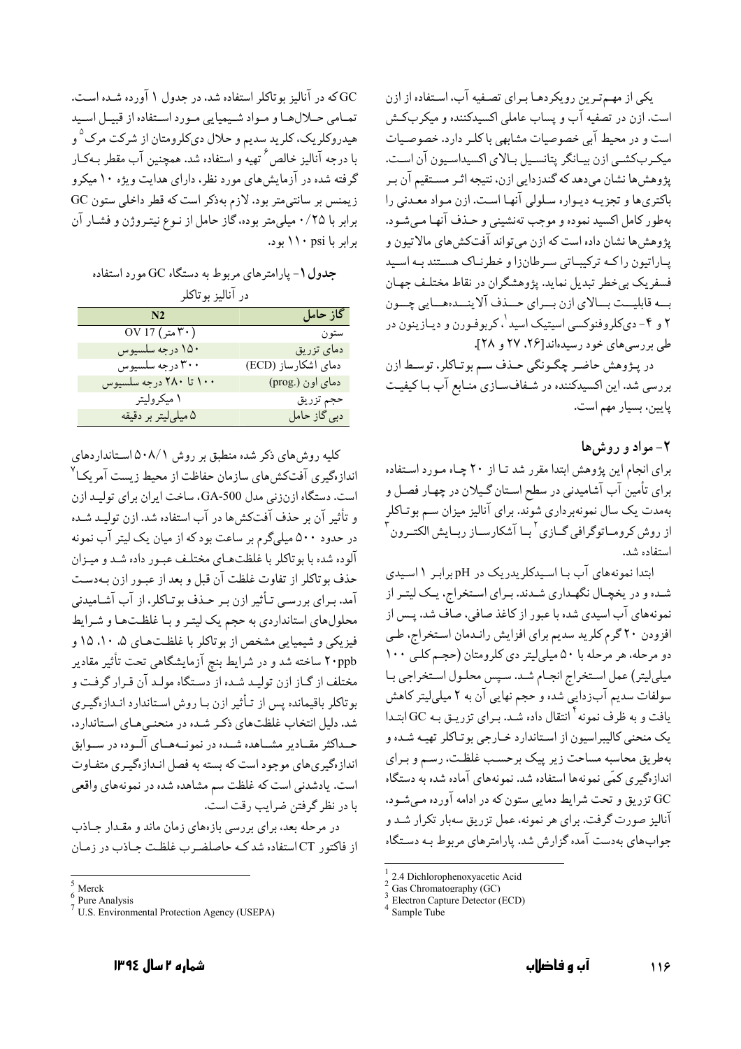یکی از مهم‌ترین رویکردها برای تصفیه آب، استفاده از ازن است. ازن در تصفیه آب و پساب عاملی اکسیدکننده و میکروب‌کش است و در محیط آبی خصوصیات مشابهی با کلر دارد. خصوصیات میکروب‌کشی ازن بیانگر پتانسیل بالای اکسیداسیون آن است. پژوهش‌ها نشان می‌دهد که گندزدایی ازن، نتیجه اثر مستقیم آن بر باکتری‌ها و تجزیه دیواره سلولی آنها است. ازن مواد معدنی را به‌طور کامل اکسید نموده و موجب ته‌نشینی و حذف آنها می‌شود. پژوهش‌ها نشان داده است که ازن می‌تواند آفت‌کش‌های مالاتیون و پاراتیون را که ترکیباتی سرطان‌زا و خطرناک هستند به اسید فسفریک بی‌خطر تبدیل نماید. پژوهشگران در نقاط مختلف جهان به قابلیت بالای ازن برای حذف آلاینده‌هایی چون ۲ و ۴- دی‌کلروفنوکسی استیک اسید[1]، کربوفورن و دیازینون در طی بررسی‌های خود رسیده‌اند[۲۶، ۲۷ و ۲۸].

در پژوهش حاضر چگونگی حذف سم بوتاکلر، توسط ازن بررسی شد. این اکسیدکننده در شفاف‌سازی منابع آب با کیفیت پایین، بسیار مهم است.

## ۲- مواد و روش‌ها

برای انجام این پژوهش ابتدا مقرر شد تا از ۲۰ چاه مورد استفاده برای تأمین آب آشامیدنی در سطح استان گیلان در چهار فصل و به‌مدت یک سال نمونه‌برداری شوند. برای آنالیز میزان سم بوتاکلر از روش کروماتوگرافی گازی[2] با آشکارساز ربایش الکترون[3] استفاده شد.

ابتدا نمونه‌های آب با اسیدکلریدریک در pH برابر ۱ اسیدی شده و در یخچال نگهداری شدند. برای استخراج، یک لیتر از نمونه‌های آب اسیدی شده با عبور از کاغذ صافی، صاف شد. پس از افزودن ۲۰ گرم کلرید سدیم برای افزایش راندمان استخراج، طی دو مرحله، هر مرحله با ۵۰ میلی‌لیتر دی کلرومتان (حجم کلی ۱۰۰ میلی‌لیتر) عمل استخراج انجام شد. سپس محلول استخراجی با سولفات سدیم آب‌زدایی شده و حجم نهایی آن به ۲ میلی‌لیتر کاهش یافت و به ظرف نمونه[4] انتقال داده شد. برای تزریق به GC ابتدا یک منحنی کالیبراسیون از استاندارد خارجی بوتاکلر تهیه شده و به‌طریق محاسبه مساحت زیر پیک برحسب غلظت، رسم و برای اندازه‌گیری کمّی نمونه‌ها استفاده شد. نمونه‌های آماده شده به دستگاه GC تزریق و تحت شرایط دمایی ستون که در ادامه آورده می‌شود، آنالیز صورت گرفت. برای هر نمونه، عمل تزریق سه‌بار تکرار شد و جواب‌های به‌دست آمده گزارش شد. پارامترهای مربوط به دستگاه GC که در آنالیز بوتاکلر استفاده شد، در جدول ۱ آورده شده است. تمامی حلال‌ها و مواد شیمیایی مورد استفاده از قبیل اسید هیدروکلریک، کلرید سدیم و حلال دی‌کلرومتان از شرکت مرک[5] و با درجه آنالیز خالص[6] تهیه و استفاده شد. همچنین آب مقطر به‌کار گرفته شده در آزمایش‌های مورد نظر، دارای هدایت ویژه ۱۰ میکرو زیمنس بر سانتی‌متر بود. لازم به‌ذکر است که قطر داخلی ستون GC برابر با ۰/۲۵ میلی‌متر بوده، گاز حامل از نوع نیتروژن و فشار آن برابر با ۱۱۰ psi بود.

**جدول ۱**- پارامترهای مربوط به دستگاه GC مورد استفاده در آنالیز بوتاکلر

| گاز حامل | N2 |
|---|---|
| ستون | OV 17 (۳۰ متر) |
| دمای تزریق | ۱۵۰ درجه سلسیوس |
| دمای اشکارساز (ECD) | ۳۰۰ درجه سلسیوس |
| دمای اون (prog.) | ۱۰۰ تا ۲۸۰ درجه سلسیوس |
| حجم تزریق | ۱ میکرولیتر |
| دبی گاز حامل | ۵ میلی‌لیتر بر دقیقه |

کلیه روش‌های ذکر شده منطبق بر روش ۵۰۸/۱ استانداردهای اندازه‌گیری آفت‌کش‌های سازمان حفاظت از محیط زیست آمریکا[7] است. دستگاه ازن‌زنی مدل GA-500، ساخت ایران برای تولید ازن و تأثیر آن بر حذف آفت‌کش‌ها در آب استفاده شد. ازن تولید شده در حدود ۵۰۰ میلی‌گرم بر ساعت بود که از میان یک لیتر آب نمونه آلوده شده با بوتاکلر با غلظت‌های مختلف عبور داده شد و میزان حذف بوتاکلر از تفاوت غلظت آن قبل و بعد از عبور ازن به‌دست آمد. برای بررسی تأثیر ازن بر حذف بوتاکلر، از آب آشامیدنی محلول‌های استانداردی به حجم یک لیتر و با غلظت‌ها و شرایط فیزیکی و شیمیایی مشخص از بوتاکلر با غلظت‌های ۵، ۱۰، ۱۵ و ۲۰ppb ساخته شد و در شرایط بنچ آزمایشگاهی تحت تأثیر مقادیر مختلف از گاز ازن تولید شده از دستگاه مولد آن قرار گرفت و بوتاکلر باقیمانده پس از تأثیر ازن با روش استاندارد اندازه‌گیری شد. دلیل انتخاب غلظت‌های ذکر شده در منحنی‌های استاندارد، حداکثر مقادیر مشاهده شده در نمونه‌های آلوده در سوابق اندازه‌گیری‌های موجود است که بسته به فصل اندازه‌گیری متفاوت است. یادشدنی است که غلظت سم مشاهده شده در نمونه‌های واقعی با در نظر گرفتن ضرایب رقت است.

در مرحله بعد، برای بررسی بازه‌های زمان ماند و مقدار جاذب از فاکتور CT استفاده شد که حاصلضرب غلظت جاذب در زمان

---

[1] 2.4 Dichlorophenoxyacetic Acid
[2] Gas Chromatography (GC)
[3] Electron Capture Detector (ECD)
[4] Sample Tube
[5] Merck
[6] Pure Analysis
[7] U.S. Environmental Protection Agency (USEPA)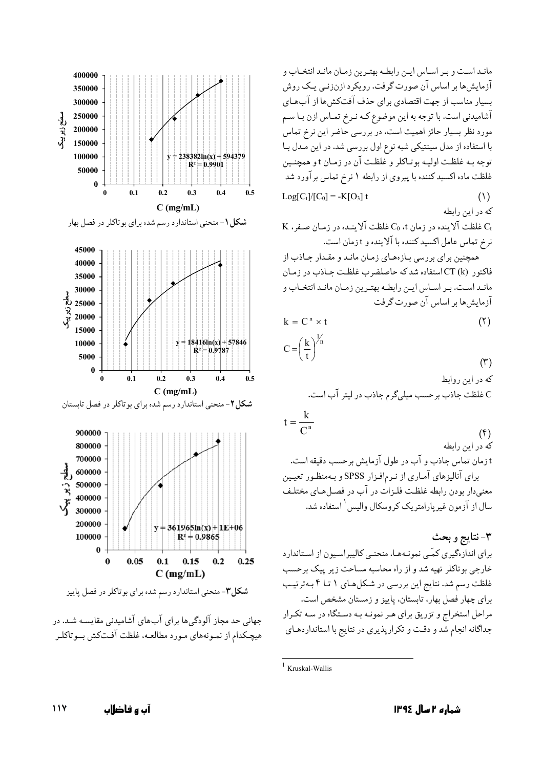مانـد اسـت و بـر اسـاس ایـن رابطـه بهتـرین زمـان مانـد انتخـاب و آزمایش‌ها بر اساس آن صورت گرفت. رویکرد ازن‌زنـی یـک روش بسیار مناسب از جهت اقتصادی برای حذف آفت‌کش‌ها از آب‌هـای آشامیدنی است. با توجه به این موضوع کـه نـرخ تمـاس ازن بـا سـم مورد نظر بسیار حائز اهمیت است، در بررسی حاضر این نرخ تماس با استفاده از مدل سینتیکی شبه نوع اول بررسی شد. در این مـدل بـا توجه بـه غلظـت اولیـه بوتـاکلر و غلظـت آن در زمـان t و همچنـین غلظت ماده اکسید کننده با پیروی از رابطه ۱ نرخ تماس برآورد شد

$$Log[C_t]/[C_0] = -K[O_3]\ t \qquad (۱)$$

که در این رابطه

$C_t$ غلظت آلاینده در زمان t، $C_0$ غلظت آلاینـده در زمـان صـفر، K نرخ تماس عامل اکسید کننده با آلاینده و t زمان است.

همچنین برای بررسی بـازه‌هـای زمـان مانـد و مقـدار جـاذب از فاکتور CT (k) استفاده شد که حاصلضرب غلظـت جـاذب در زمـان مانـد اسـت. بـر اسـاس ایـن رابطـه بهتـرین زمـان مانـد انتخـاب و آزمایش‌ها بر اساس آن صورت گرفت

$$k = C^n \times t \qquad (۲)$$

$$C = \left(\frac{k}{t}\right)^{\frac{1}{n}} \qquad (۳)$$

که در این روابط

C غلظت جاذب برحسب میلی‌گرم جاذب در لیتر آب است.

$$t = \frac{k}{C^n} \qquad (۴)$$

که در این رابطه

t زمان تماس جاذب و آب در طول آزمایش برحسب دقیقه است.

برای آنالیزهای آمـاری از نـرم‌افـزار SPSS و بـه‌منظـور تعیـین معنی‌دار بودن رابطه غلظت فلـزات در آب در فصـل‌هـای مختلـف سال از آزمون غیرپارامتریک کروسکال والیس [1] استفاده شد.

## ۳- نتایج و بحث

برای اندازه‌گیری کمّی نمونـه‌هـا، منحنـی کالیبراسـیون از اسـتاندارد خارجی بوتاکلر تهیه شد و از راه محاسبه مساحت زیر پیک برحسب غلظت رسم شد. نتایج این بررسی در شکل‌هـای ۱ تـا ۴ بـه‌ترتیـب برای چهار فصل بهار، تابستان، پاییز و زمستان مشخص است. مراحل استخراج و تزریق برای هـر نمونـه بـه دسـتگاه در سـه تکـرار جداگانه انجام شد و دقـت و تکرارپذیری در نتایج با استانداردهـای

$y = 238382\ln(x) + 594379$, $R^2 = 0.9901$

**شکل۱**- منحنی استاندارد رسم شده برای بوتاکلر در فصل بهار

$y = 18416\ln(x) + 57846$, $R^2 = 0.9787$

**شکل۲**- منحنی استاندارد رسم شده برای بوتاکلر در فصل تابستان

$y = 361965\ln(x) + 1E+06$, $R^2 = 0.9865$

**شکل۳**- منحنی استاندارد رسم شده برای بوتاکلر در فصل پاییز

جهانی حد مجاز آلودگی‌ها برای آب‌های آشامیدنی مقایسـه شـد. در هیچ‌کدام از نمـونه‌های مـورد مطالعـه، غلظـت آفـت‌کش بــوتاکلـر

[1] Kruskal-Wallis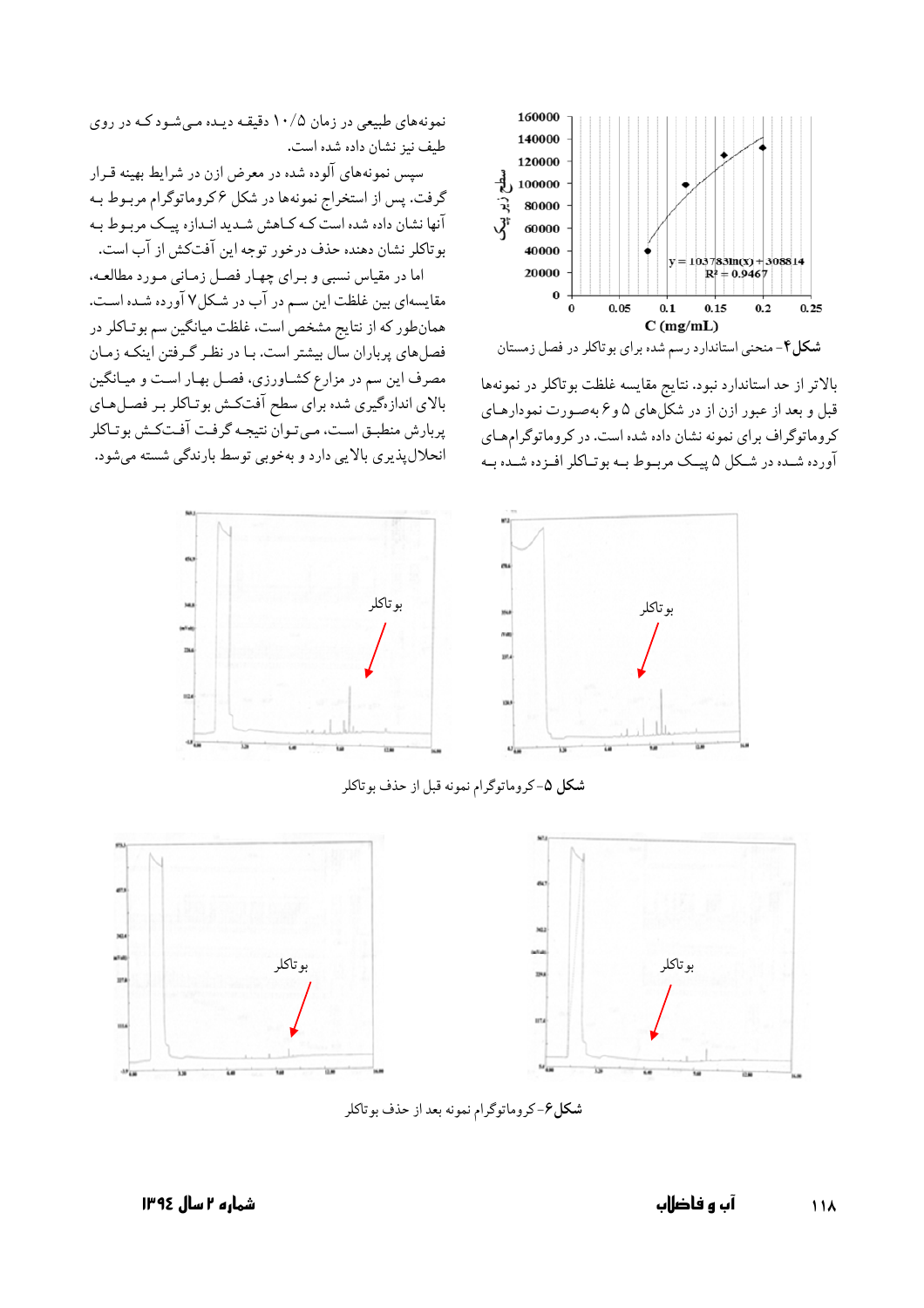شکل ۴- منحنی استاندارد رسم شده برای بوتاکلر در فصل زمستان

بالاتر از حد استاندارد نبود. نتایج مقایسه غلظت بوتاکلر در نمونه‌ها قبل و بعد از عبور ازن از در شکل‌های ۵ و ۶ به‌صورت نمودارهای کروماتوگراف برای نمونه نشان داده شده است. در کروماتوگرام‌های آورده شده در شکل ۵ پیک مربوط به بوتاکلر افزوده شده به نمونه‌های طبیعی در زمان ۱۰/۵ دقیقه دیده می‌شود که در روی طیف نیز نشان داده شده است.

سپس نمونه‌های آلوده شده در معرض ازن در شرایط بهینه قرار گرفت. پس از استخراج نمونه‌ها در شکل ۶ کروماتوگرام مربوط به آنها نشان داده شده است که کاهش شدید اندازه پیک مربوط به بوتاکلر نشان دهنده حذف درخور توجه این آفتکش از آب است.

اما در مقیاس نسبی و برای چهار فصل زمانی مورد مطالعه، مقایسه‌ای بین غلظت این سم در آب در شکل ۷ آورده شده است. همان‌طور که از نتایج مشخص است، غلظت میانگین سم بوتاکلر در فصل‌های پرباران سال بیشتر است. با در نظر گرفتن اینکه زمان مصرف این سم در مزارع کشاورزی، فصل بهار است و میانگین بالای اندازه‌گیری شده برای سطح آفتکش بوتاکلر بر فصل‌های پربارش منطبق است، می‌توان نتیجه گرفت آفتکش بوتاکلر انحلال‌پذیری بالایی دارد و به‌خوبی توسط بارندگی شسته می‌شود.

شکل ۵- کروماتوگرام نمونه قبل از حذف بوتاکلر

شکل ۶- کروماتوگرام نمونه بعد از حذف بوتاکلر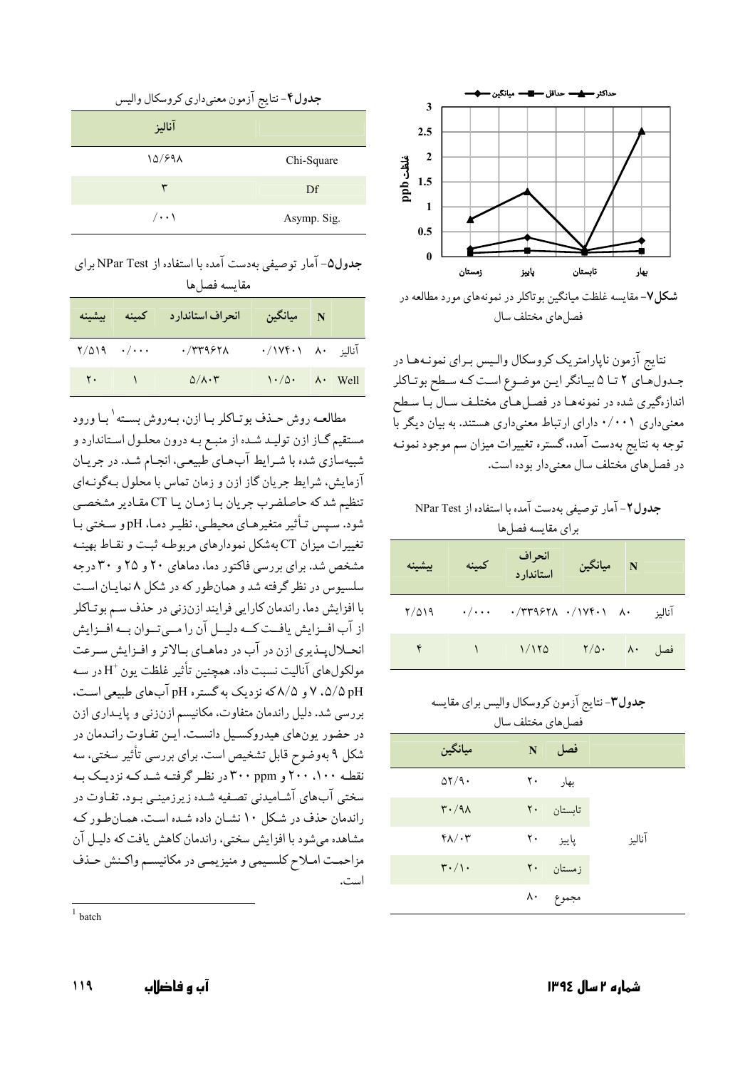**شکل۷**- مقایسه غلظت میانگین بوتاکلر در نمونه‌های مورد مطالعه در فصل‌های مختلف سال

نتایج آزمون ناپارامتریک کروسکال والیس برای نمونه‌ها در جدول‌های ۲ تا ۵ بیانگر این موضوع است که سطح بوتاکلر اندازه‌گیری شده در نمونه‌ها در فصل‌های مختلف سال با سطح معنی‌داری ۰/۰۰۱ دارای ارتباط معنی‌داری هستند. به بیان دیگر با توجه به نتایج به‌دست آمده، گستره تغییرات میزان سم موجود نمونه در فصل‌های مختلف سال معنی‌دار بوده است.

**جدول۲**- آمار توصیفی به‌دست آمده با استفاده از NPar Test برای مقایسه فصل‌ها

| | N | میانگین | انحراف استاندارد | کمینه | بیشینه |
|---|---|---|---|---|---|
| آنالیز | ۸۰ | ۰/۱۷۴۰۱ | ۰/۳۳۹۶۲۸ | ۰/۰۰۰ | ۲/۵۱۹ |
| فصل | ۸۰ | ۲/۵۰ | ۱/۱۲۵ | ۱ | ۴ |

**جدول۳**- نتایج آزمون کروسکال والیس برای مقایسه فصل‌های مختلف سال

| | فصل | N | میانگین |
|---|---|---|---|
| آنالیز | بهار | ۲۰ | ۵۲/۹۰ |
| | تابستان | ۲۰ | ۳۰/۹۸ |
| | پاییز | ۲۰ | ۴۸/۰۳ |
| | زمستان | ۲۰ | ۳۰/۱۰ |
| | مجموع | ۸۰ | |

**جدول۴**- نتایج آزمون معنی‌داری کروسکال والیس

| | آنالیز |
|---|---|
| Chi-Square | ۱۵/۶۹۸ |
| Df | ۳ |
| Asymp. Sig. | ۰/۰۰۱ |

**جدول۵**- آمار توصیفی به‌دست آمده با استفاده از NPar Test برای مقایسه فصل‌ها

| | N | میانگین | انحراف استاندارد | کمینه | بیشینه |
|---|---|---|---|---|---|
| آنالیز | ۸۰ | ۰/۱۷۴۰۱ | ۰/۳۳۹۶۲۸ | ۰/۰۰۰ | ۲/۵۱۹ |
| Well | ۸۰ | ۱۰/۵۰ | ۵/۸۰۳ | ۱ | ۲۰ |

مطالعه روش حذف بوتاکلر با ازن، به‌روش بسته[1] با ورود مستقیم گاز ازن تولید شده از منبع به درون محلول استاندارد و شبیه‌سازی شده با شرایط آب‌های طبیعی، انجام شد. در جریان آزمایش، شرایط جریان گاز ازن و زمان تماس با محلول به‌گونه‌ای تنظیم شد که حاصلضرب جریان با زمان یا CT مقادیر مشخصی شود. سپس تأثیر متغیرهای محیطی، نظیر دما، pH و سختی با تغییرات میزان CT به‌شکل نمودارهای مربوطه ثبت و نقاط بهینه مشخص شد. برای بررسی فاکتور دما، دماهای ۲۰ و ۲۵ و ۳۰ درجه سلسیوس در نظر گرفته شد و همان‌طور که در شکل ۸ نمایان است با افزایش دما، راندمان کارایی فرایند ازن‌زنی در حذف سم بوتاکلر از آب افزایش یافت که دلیل آن را می‌توان به افزایش انحلال‌پذیری ازن در آب در دماهای بالاتر و افزایش سرعت مولکول‌های آنالیت نسبت داد. همچنین تأثیر غلظت یون $H^+$ در سه pH ۵/۵، ۷ و ۸/۵ که نزدیک به گستره pH آب‌های طبیعی است، بررسی شد. دلیل راندمان متفاوت، مکانیسم ازن‌زنی و پایداری ازن در حضور یون‌های هیدروکسیل دانست. این تفاوت راندمان در شکل ۹ به‌وضوح قابل تشخیص است. برای بررسی تأثیر سختی، سه نقطه ۱۰۰، ۲۰۰ و ۳۰۰ ppm در نظر گرفته شد که نزدیک به سختی آب‌های آشامیدنی تصفیه شده زیرزمینی بود. تفاوت در راندمان حذف در شکل ۱۰ نشان داده شده است. همان‌طور که مشاهده می‌شود با افزایش سختی، راندمان کاهش یافت که دلیل آن مزاحمت املاح کلسیمی و منیزیمی در مکانیسم واکنش حذف است.

[1] batch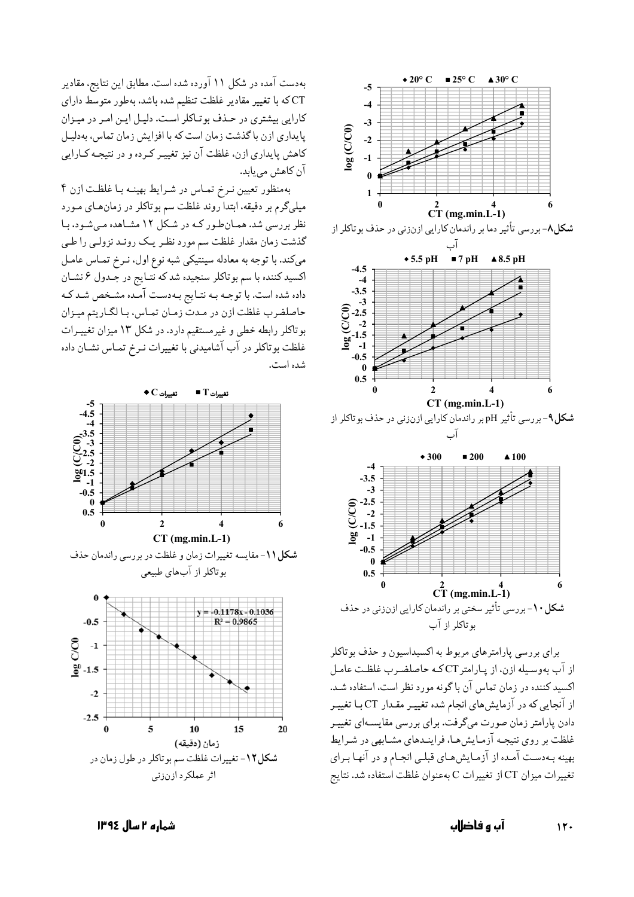شکل۸- بررسی تأثیر دما بر راندمان کارایی ازن‌زنی در حذف بوتاکلر از آب

شکل۹- بررسی تأثیر pH بر راندمان کارایی ازن‌زنی در حذف بوتاکلر از آب

شکل۱۰- بررسی تأثیر سختی بر راندمان کارایی ازن‌زنی در حذف بوتاکلر از آب

برای بررسی پارامترهای مربوط به اکسیداسیون و حذف بوتاکلر از آب به‌وسیله ازن، از پارامتر CT که حاصلضرب غلظت عامل اکسیدکننده در زمان تماس آن با گونه مورد نظر است، استفاده شد. از آنجایی که در آزمایش‌های انجام شده تغییر مقدار CT با تغییر دادن پارامتر زمان صورت می‌گرفت، برای بررسی مقایسه‌ای تغییر غلظت بر روی نتیجه آزمایش‌ها، فرایندهای مشابهی در شرایط بهینه به‌دست آمده از آزمایش‌های قبلی انجام و در آنها برای تغییرات میزان CT از تغییرات C به‌عنوان غلظت استفاده شد. نتایج به‌دست آمده در شکل ۱۱ آورده شده است. مطابق این نتایج، مقادیر CT که با تغییر مقادیر غلظت تنظیم شده باشد، به‌طور متوسط دارای کارایی بیشتری در حذف بوتاکلر است. دلیل این امر در میزان پایداری ازن با گذشت زمان است که با افزایش زمان تماس، به‌دلیل کاهش پایداری ازن، غلظت آن نیز تغییر کرده و در نتیجه کارایی آن کاهش می‌یابد.

به‌منظور تعیین نرخ تماس در شرایط بهینه با غلظت ازن ۴ میلی‌گرم بر دقیقه، ابتدا روند غلظت سم بوتاکلر در زمان‌های مورد نظر بررسی شد. همان‌طور که در شکل ۱۲ مشاهده می‌شود، با گذشت زمان مقدار غلظت سم مورد نظر یک روند نزولی را طی می‌کند. با توجه به معادله سینتیکی شبه نوع اول، نرخ تماس عامل اکسیدکننده با سم بوتاکلر سنجیده شد که نتایج در جدول ۶ نشان داده شده است. با توجه به نتایج به‌دست آمده مشخص شد که حاصلضرب غلظت ازن در مدت زمان تماس، با لگاریتم میزان بوتاکلر رابطه خطی و غیرمستقیم دارد. در شکل ۱۳ میزان تغییرات غلظت بوتاکلر در آب آشامیدنی با تغییرات نرخ تماس نشان داده شده است.

شکل۱۱- مقایسه تغییرات زمان و غلظت در بررسی راندمان حذف بوتاکلر از آب‌های طبیعی

$$y = -0.1178x - 0.1036$$
$$R^2 = 0.9865$$

شکل۱۲- تغییرات غلظت سم بوتاکلر در طول زمان در اثر عملکرد ازن‌زنی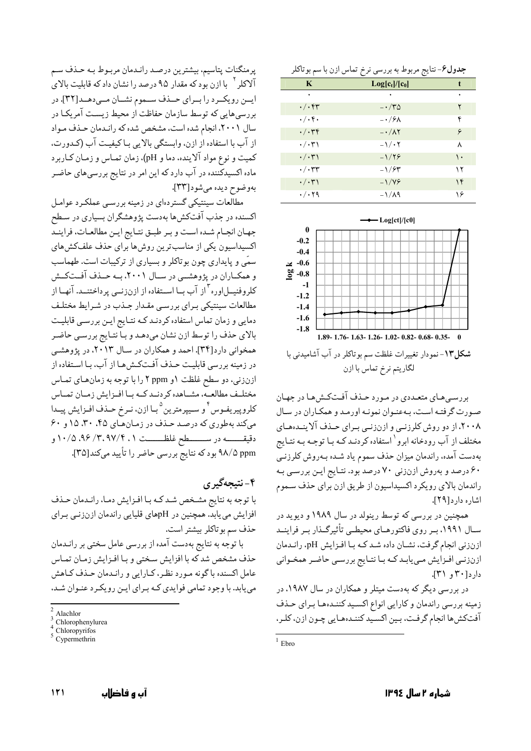**جدول۶**- نتایج مربوط به بررسی نرخ تماس ازن با سم بوتاکلر

| t | $Log[c_t]/[c_0]$ | K |
|---|---|---|
| ۰ | ۰ | ۰ |
| ۲ | -۰/۳۵ | ۰/۰۴۳ |
| ۴ | -۰/۶۸ | ۰/۰۴۰ |
| ۶ | -۰/۸۲ | ۰/۰۳۴ |
| ۸ | -۱/۰۲ | ۰/۰۳۱ |
| ۱۰ | -۱/۲۶ | ۰/۰۳۱ |
| ۱۲ | -۱/۶۳ | ۰/۰۳۳ |
| ۱۴ | -۱/۷۶ | ۰/۰۳۱ |
| ۱۶ | -۱/۸۹ | ۰/۰۲۹ |

**شکل۱۳**- نمودار تغییرات غلظت سم بوتاکلر در آب آشامیدنی با لگاریتم نرخ تماس با ازن

بررسی‌های متعددی در مورد حذف آفت‌کش‌ها در جهان صورت گرفته است، به‌عنوان نمونه اورمد و همکاران در سال ۲۰۰۸، از دو روش کلرزنی و ازن‌زنی برای حذف آلاینده‌های مختلف از آب رودخانه ابرو[1] استفاده کردند که با توجه به نتایج به‌دست آمده، راندمان میزان حذف سموم یاد شده به‌روش کلرزنی ۶۰ درصد و به‌روش ازن‌زنی ۷۰ درصد بود. نتایج این بررسی به راندمان بالای رویکرد اکسیداسیون از طریق ازن برای حذف سموم اشاره دارد[۲۹].

همچنین در بررسی که توسط رینولد در سال ۱۹۸۹ و دیوید در سال ۱۹۹۱، بر روی فاکتورهای محیطی تأثیرگذار بر فرایند ازن‌زنی انجام گرفت، نشان داده شد که با افزایش pH، راندمان ازن‌زنی افزایش می‌یابد که با نتایج بررسی حاضر همخوانی دارد[۳۰ و ۳۱].

در بررسی دیگر که به‌دست میتلر و همکاران در سال ۱۹۸۷، در زمینه بررسی راندمان و کارایی انواع اکسیدکننده‌ها برای حذف آفت‌کش‌ها انجام گرفت، بین اکسیدکننده‌هایی چون ازن، کلر، پرمنگنات پتاسیم، بیشترین درصد راندمان مربوط به حذف سم آلاکلر[2] با ازن بود که مقدار ۹۵ درصد را نشان داد که قابلیت بالای این رویکرد را برای حذف سموم نشان می‌دهد[۳۲]. در بررسی‌هایی که توسط سازمان حفاظت از محیط زیست آمریکا در سال ۲۰۰۱، انجام شده است، مشخص شده که راندمان حذف مواد از آب با استفاده از ازن، وابستگی بالایی با کیفیت آب (کدورت، کمیت و نوع مواد آلاینده، دما و pH)، زمان تماس و زمان کاربرد ماده اکسیدکننده در آب دارد که این امر در نتایج بررسی‌های حاضر به‌وضوح دیده می‌شود[۳۳].

مطالعات سینتیکی گسترده‌ای در زمینه بررسی عملکرد عوامل اکسنده در جذب آفت‌کش‌ها به‌دست پژوهشگران بسیاری در سطح جهان انجام شده است و بر طبق نتایج این مطالعات، فرایند اکسیداسیون یکی از مناسب‌ترین روش‌ها برای حذف علف‌کش‌های سمّی و پایداری چون بوتاکلر و بسیاری از ترکیبات است. طهماسب و همکاران در پژوهشی در سال ۲۰۰۱، به حذف آفت‌کش کلروفنیل‌اوره[3] از آب با استفاده از ازن‌زنی پرداختند. آنها از مطالعات سینتیکی برای بررسی مقدار جذب در شرایط مختلف دمایی و زمان تماس استفاده کردند که نتایج این بررسی قابلیت بالای حذف را توسط ازن نشان می‌دهد و با نتایج بررسی حاضر همخوانی دارد[۳۴]. احمد و همکاران در سال ۲۰۱۳، در پژوهشی در زمینه بررسی قابلیت حذف آفت‌کش‌ها از آب، با استفاده از ازن‌زنی، دو سطح غلظت ۱ و ۲ ppm را با توجه به زمان‌های تماس مختلف مطالعه، مشاهده کردند که با افزایش زمان تماس کلروپیریفوس[4] و سیپرمترین[5] با ازن، نرخ حذف افزایش پیدا می‌کند به‌طوری که درصد حذف در زمان‌های ۴۵، ۳۰، ۱۵ و ۶۰ دقیقه در سطح غلظت ۱، ۳،۹۷/۴/ ۹۶، ۱۰/۵ و ۹۸/۵ ppm بود که نتایج بررسی حاضر را تأیید میکند[۳۵].

## ۴- نتیجه‌گیری

با توجه به نتایج مشخص شد که با افزایش دما، راندمان حذف افزایش می‌یابد. همچنین در pHهای قلیایی راندمان ازن‌زنی برای حذف سم بوتاکلر بیشتر است.

با توجه به نتایج به‌دست آمده از بررسی عامل سختی بر راندمان حذف مشخص شد که با افزایش سختی و با افزایش زمان تماس عامل اکسنده با گونه مورد نظر، کارایی و راندمان حذف کاهش می‌یابد. با وجود تمامی فوایدی که برای این رویکرد عنوان شد،

---

[1] Ebro

[2] Alachlor

[3] Chlorophenylurea

[4] Chloropyrifos

[5] Cypermethrin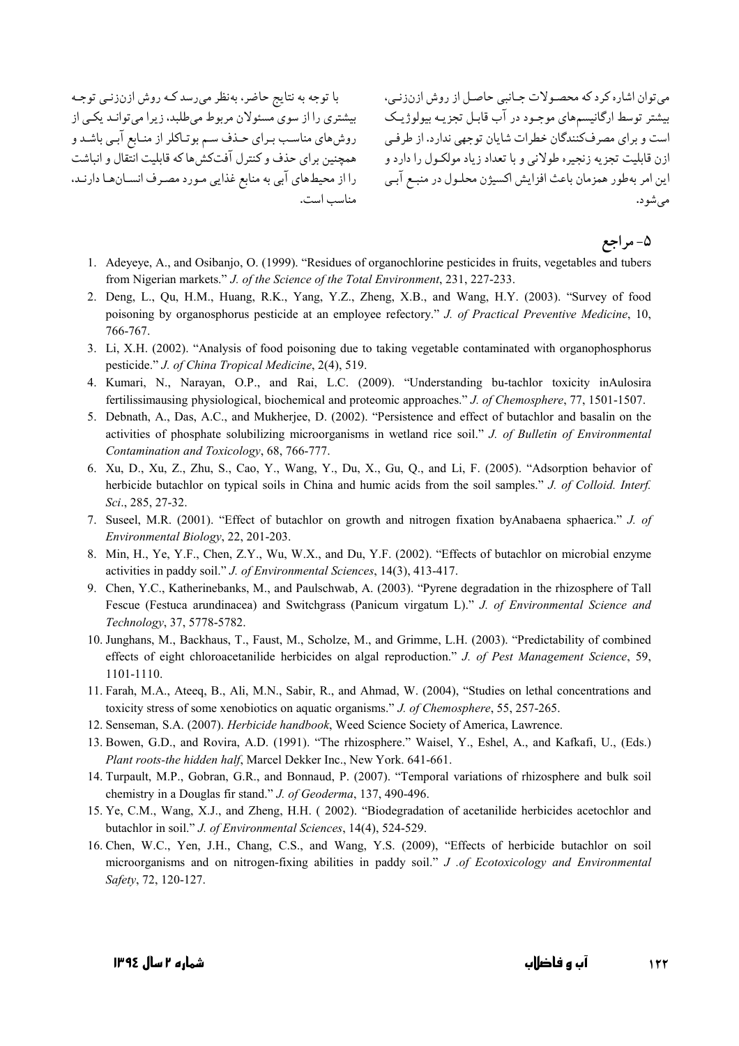می‌توان اشاره کرد که محصولات جانبی حاصل از روش ازن‌زنی، بیشتر توسط ارگانیسم‌های موجود در آب قابل تجزیه بیولوژیک است و برای مصرف‌کنندگان خطرات شایان توجهی ندارد. از طرفی ازن قابلیت تجزیه زنجیره طولانی و با تعداد زیاد مولکول را دارد و این امر به‌طور همزمان باعث افزایش اکسیژن محلول در منبع آبی می‌شود.

با توجه به نتایج حاضر، به‌نظر می‌رسد که روش ازن‌زنی توجه بیشتری را از سوی مسئولان مربوط می‌طلبد، زیرا می‌تواند یکی از روش‌های مناسب برای حذف سم بوتاکلر از منابع آبی باشد و همچنین برای حذف و کنترل آفت‌کش‌ها که قابلیت انتقال و انباشت را از محیط‌های آبی به منابع غذایی مورد مصرف انسان‌ها دارند، مناسب است.

## ۵- مراجع

1. Adeyeye, A., and Osibanjo, O. (1999). "Residues of organochlorine pesticides in fruits, vegetables and tubers from Nigerian markets." *J. of the Science of the Total Environment*, 231, 227-233.
2. Deng, L., Qu, H.M., Huang, R.K., Yang, Y.Z., Zheng, X.B., and Wang, H.Y. (2003). "Survey of food poisoning by organosphorus pesticide at an employee refectory." *J. of Practical Preventive Medicine*, 10, 766-767.
3. Li, X.H. (2002). "Analysis of food poisoning due to taking vegetable contaminated with organophosphorus pesticide." *J. of China Tropical Medicine*, 2(4), 519.
4. Kumari, N., Narayan, O.P., and Rai, L.C. (2009). "Understanding bu-tachlor toxicity inAulosira fertilissimausing physiological, biochemical and proteomic approaches." *J. of Chemosphere*, 77, 1501-1507.
5. Debnath, A., Das, A.C., and Mukherjee, D. (2002). "Persistence and effect of butachlor and basalin on the activities of phosphate solubilizing microorganisms in wetland rice soil." *J. of Bulletin of Environmental Contamination and Toxicology*, 68, 766-777.
6. Xu, D., Xu, Z., Zhu, S., Cao, Y., Wang, Y., Du, X., Gu, Q., and Li, F. (2005). "Adsorption behavior of herbicide butachlor on typical soils in China and humic acids from the soil samples." *J. of Colloid. Interf. Sci*., 285, 27-32.
7. Suseel, M.R. (2001). "Effect of butachlor on growth and nitrogen fixation byAnabaena sphaerica." *J. of Environmental Biology*, 22, 201-203.
8. Min, H., Ye, Y.F., Chen, Z.Y., Wu, W.X., and Du, Y.F. (2002). "Effects of butachlor on microbial enzyme activities in paddy soil." *J. of Environmental Sciences*, 14(3), 413-417.
9. Chen, Y.C., Katherinebanks, M., and Paulschwab, A. (2003). "Pyrene degradation in the rhizosphere of Tall Fescue (Festuca arundinacea) and Switchgrass (Panicum virgatum L)." *J. of Environmental Science and Technology*, 37, 5778-5782.
10. Junghans, M., Backhaus, T., Faust, M., Scholze, M., and Grimme, L.H. (2003). "Predictability of combined effects of eight chloroacetanilide herbicides on algal reproduction." *J. of Pest Management Science*, 59, 1101-1110.
11. Farah, M.A., Ateeq, B., Ali, M.N., Sabir, R., and Ahmad, W. (2004), "Studies on lethal concentrations and toxicity stress of some xenobiotics on aquatic organisms." *J. of Chemosphere*, 55, 257-265.
12. Senseman, S.A. (2007). *Herbicide handbook*, Weed Science Society of America, Lawrence.
13. Bowen, G.D., and Rovira, A.D. (1991). "The rhizosphere." Waisel, Y., Eshel, A., and Kafkafi, U., (Eds.) *Plant roots-the hidden half*, Marcel Dekker Inc., New York. 641-661.
14. Turpault, M.P., Gobran, G.R., and Bonnaud, P. (2007). "Temporal variations of rhizosphere and bulk soil chemistry in a Douglas fir stand." *J. of Geoderma*, 137, 490-496.
15. Ye, C.M., Wang, X.J., and Zheng, H.H. ( 2002). "Biodegradation of acetanilide herbicides acetochlor and butachlor in soil." *J. of Environmental Sciences*, 14(4), 524-529.
16. Chen, W.C., Yen, J.H., Chang, C.S., and Wang, Y.S. (2009), "Effects of herbicide butachlor on soil microorganisms and on nitrogen-fixing abilities in paddy soil." *J .of Ecotoxicology and Environmental Safety*, 72, 120-127.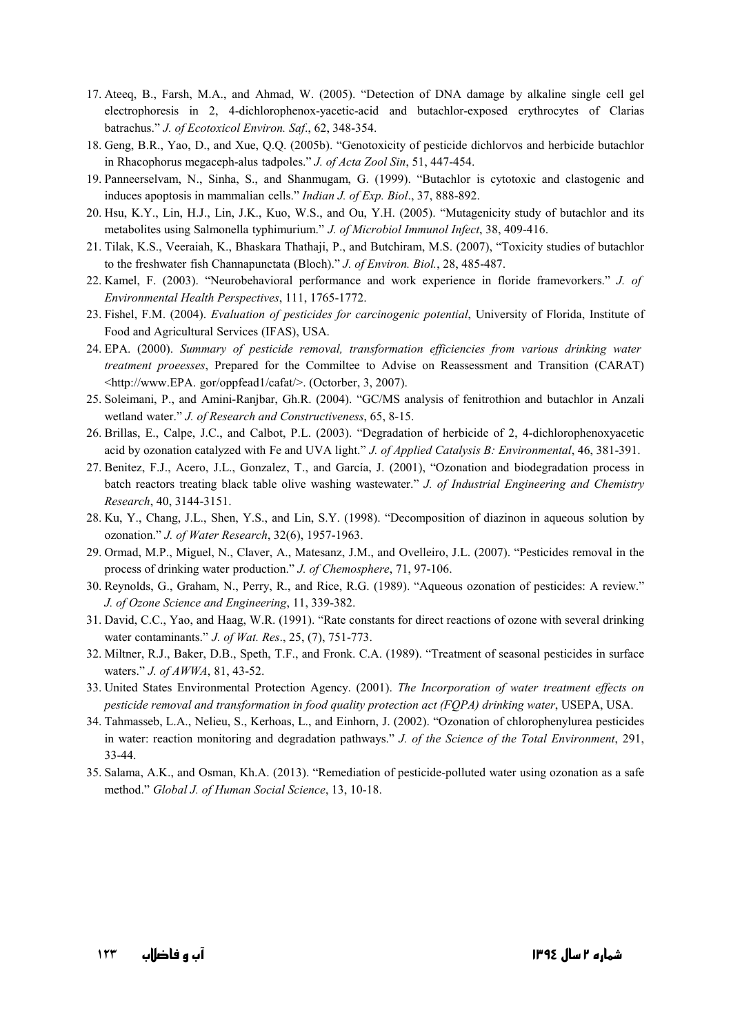17. Ateeq, B., Farsh, M.A., and Ahmad, W. (2005). "Detection of DNA damage by alkaline single cell gel electrophoresis in 2, 4-dichlorophenox-yacetic-acid and butachlor-exposed erythrocytes of Clarias batrachus." *J. of Ecotoxicol Environ. Saf*., 62, 348-354.
18. Geng, B.R., Yao, D., and Xue, Q.Q. (2005b). "Genotoxicity of pesticide dichlorvos and herbicide butachlor in Rhacophorus megaceph-alus tadpoles." *J. of Acta Zool Sin*, 51, 447-454.
19. Panneerselvam, N., Sinha, S., and Shanmugam, G. (1999). "Butachlor is cytotoxic and clastogenic and induces apoptosis in mammalian cells." *Indian J. of Exp. Biol*., 37, 888-892.
20. Hsu, K.Y., Lin, H.J., Lin, J.K., Kuo, W.S., and Ou, Y.H. (2005). "Mutagenicity study of butachlor and its metabolites using Salmonella typhimurium." *J. of Microbiol Immunol Infect*, 38, 409-416.
21. Tilak, K.S., Veeraiah, K., Bhaskara Thathaji, P., and Butchiram, M.S. (2007), "Toxicity studies of butachlor to the freshwater fish Channapunctata (Bloch)." *J. of Environ. Biol.*, 28, 485-487.
22. Kamel, F. (2003). "Neurobehavioral performance and work experience in floride framevorkers." *J. of Environmental Health Perspectives*, 111, 1765-1772.
23. Fishel, F.M. (2004). *Evaluation of pesticides for carcinogenic potential*, University of Florida, Institute of Food and Agricultural Services (IFAS), USA.
24. EPA. (2000). *Summary of pesticide removal, transformation efficiencies from various drinking water treatment proeesses*, Prepared for the Commiltee to Advise on Reassessment and Transition (CARAT) <http://www.EPA. gor/oppfead1/cafat/>. (Octorber, 3, 2007).
25. Soleimani, P., and Amini-Ranjbar, Gh.R. (2004). "GC/MS analysis of fenitrothion and butachlor in Anzali wetland water." *J. of Research and Constructiveness*, 65, 8-15.
26. Brillas, E., Calpe, J.C., and Calbot, P.L. (2003). "Degradation of herbicide of 2, 4-dichlorophenoxyacetic acid by ozonation catalyzed with Fe and UVA light." *J. of Applied Catalysis B: Environmental*, 46, 381-391.
27. Benitez, F.J., Acero, J.L., Gonzalez, T., and García, J. (2001), "Ozonation and biodegradation process in batch reactors treating black table olive washing wastewater." *J. of Industrial Engineering and Chemistry Research*, 40, 3144-3151.
28. Ku, Y., Chang, J.L., Shen, Y.S., and Lin, S.Y. (1998). "Decomposition of diazinon in aqueous solution by ozonation." *J. of Water Research*, 32(6), 1957-1963.
29. Ormad, M.P., Miguel, N., Claver, A., Matesanz, J.M., and Ovelleiro, J.L. (2007). "Pesticides removal in the process of drinking water production." *J. of Chemosphere*, 71, 97-106.
30. Reynolds, G., Graham, N., Perry, R., and Rice, R.G. (1989). "Aqueous ozonation of pesticides: A review." *J. of Ozone Science and Engineering*, 11, 339-382.
31. David, C.C., Yao, and Haag, W.R. (1991). "Rate constants for direct reactions of ozone with several drinking water contaminants." *J. of Wat. Res*., 25, (7), 751-773.
32. Miltner, R.J., Baker, D.B., Speth, T.F., and Fronk. C.A. (1989). "Treatment of seasonal pesticides in surface waters." *J. of AWWA*, 81, 43-52.
33. United States Environmental Protection Agency. (2001). *The Incorporation of water treatment effects on pesticide removal and transformation in food quality protection act (FQPA) drinking water*, USEPA, USA.
34. Tahmasseb, L.A., Nelieu, S., Kerhoas, L., and Einhorn, J. (2002). "Ozonation of chlorophenylurea pesticides in water: reaction monitoring and degradation pathways." *J. of the Science of the Total Environment*, 291, 33-44.
35. Salama, A.K., and Osman, Kh.A. (2013). "Remediation of pesticide-polluted water using ozonation as a safe method." *Global J. of Human Social Science*, 13, 10-18.